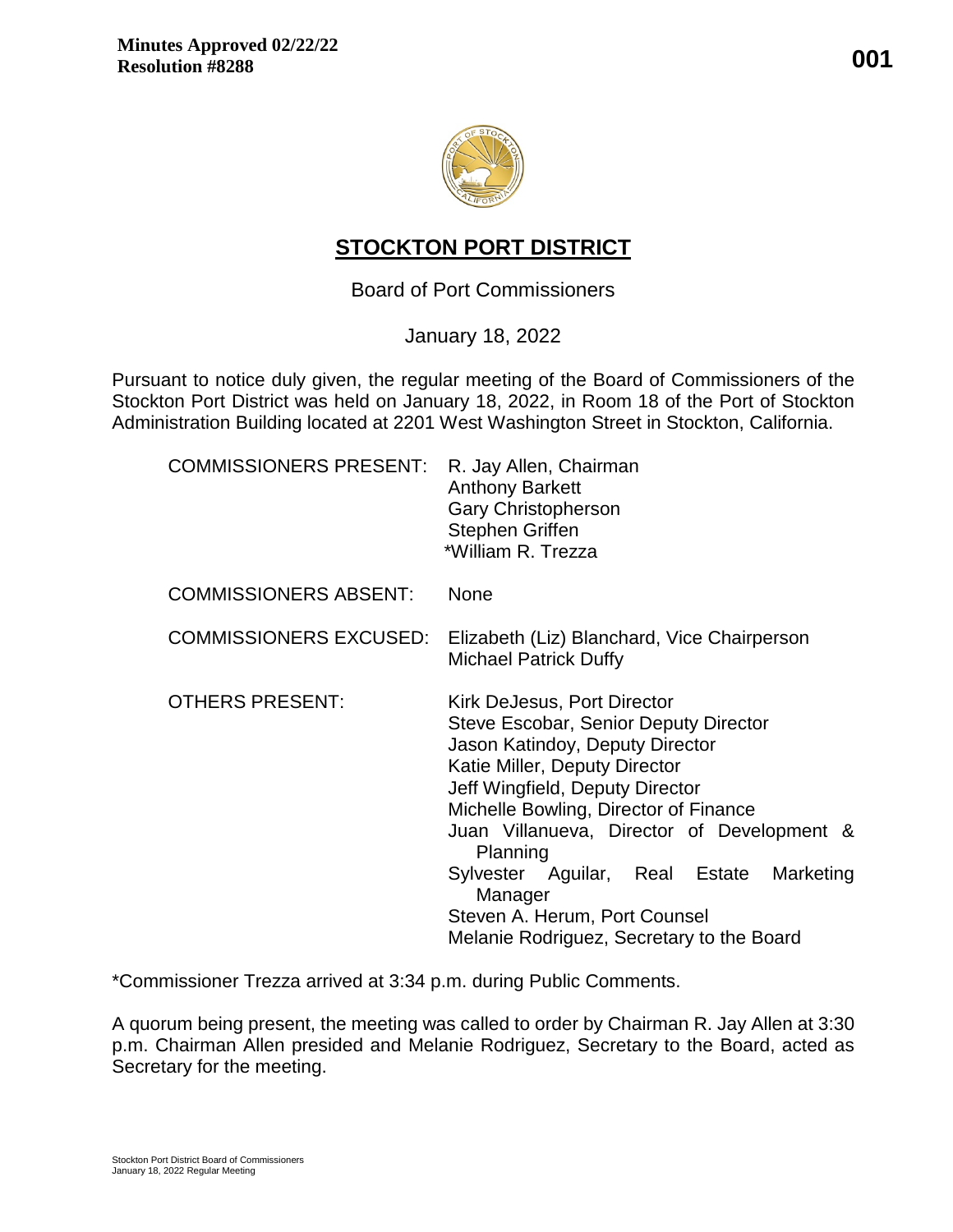**Minutes Approved 02/22/22**
**Resolution #8288**

**001**

# STOCKTON PORT DISTRICT

Board of Port Commissioners

January 18, 2022

Pursuant to notice duly given, the regular meeting of the Board of Commissioners of the Stockton Port District was held on January 18, 2022, in Room 18 of the Port of Stockton Administration Building located at 2201 West Washington Street in Stockton, California.

| | |
|---|---|
| COMMISSIONERS PRESENT: | R. Jay Allen, Chairman<br>Anthony Barkett<br>Gary Christopherson<br>Stephen Griffen<br>*William R. Trezza |
| COMMISSIONERS ABSENT: | None |
| COMMISSIONERS EXCUSED: | Elizabeth (Liz) Blanchard, Vice Chairperson<br>Michael Patrick Duffy |
| OTHERS PRESENT: | Kirk DeJesus, Port Director<br>Steve Escobar, Senior Deputy Director<br>Jason Katindoy, Deputy Director<br>Katie Miller, Deputy Director<br>Jeff Wingfield, Deputy Director<br>Michelle Bowling, Director of Finance<br>Juan Villanueva, Director of Development & Planning<br>Sylvester Aguilar, Real Estate Marketing Manager<br>Steven A. Herum, Port Counsel<br>Melanie Rodriguez, Secretary to the Board |

*Commissioner Trezza arrived at 3:34 p.m. during Public Comments.

A quorum being present, the meeting was called to order by Chairman R. Jay Allen at 3:30 p.m. Chairman Allen presided and Melanie Rodriguez, Secretary to the Board, acted as Secretary for the meeting.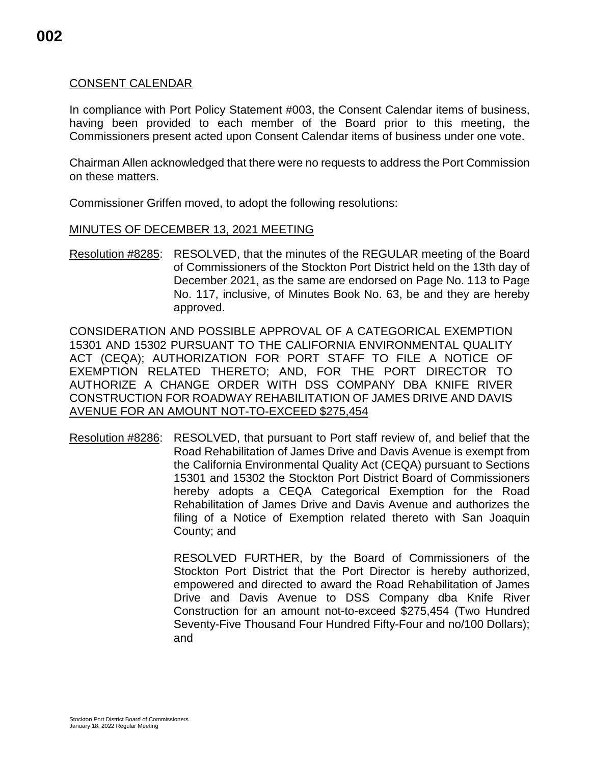CONSENT CALENDAR

In compliance with Port Policy Statement #003, the Consent Calendar items of business, having been provided to each member of the Board prior to this meeting, the Commissioners present acted upon Consent Calendar items of business under one vote.

Chairman Allen acknowledged that there were no requests to address the Port Commission on these matters.

Commissioner Griffen moved, to adopt the following resolutions:

MINUTES OF DECEMBER 13, 2021 MEETING

Resolution #8285: RESOLVED, that the minutes of the REGULAR meeting of the Board of Commissioners of the Stockton Port District held on the 13th day of December 2021, as the same are endorsed on Page No. 113 to Page No. 117, inclusive, of Minutes Book No. 63, be and they are hereby approved.

CONSIDERATION AND POSSIBLE APPROVAL OF A CATEGORICAL EXEMPTION 15301 AND 15302 PURSUANT TO THE CALIFORNIA ENVIRONMENTAL QUALITY ACT (CEQA); AUTHORIZATION FOR PORT STAFF TO FILE A NOTICE OF EXEMPTION RELATED THERETO; AND, FOR THE PORT DIRECTOR TO AUTHORIZE A CHANGE ORDER WITH DSS COMPANY DBA KNIFE RIVER CONSTRUCTION FOR ROADWAY REHABILITATION OF JAMES DRIVE AND DAVIS AVENUE FOR AN AMOUNT NOT-TO-EXCEED $275,454

Resolution #8286: RESOLVED, that pursuant to Port staff review of, and belief that the Road Rehabilitation of James Drive and Davis Avenue is exempt from the California Environmental Quality Act (CEQA) pursuant to Sections 15301 and 15302 the Stockton Port District Board of Commissioners hereby adopts a CEQA Categorical Exemption for the Road Rehabilitation of James Drive and Davis Avenue and authorizes the filing of a Notice of Exemption related thereto with San Joaquin County; and

RESOLVED FURTHER, by the Board of Commissioners of the Stockton Port District that the Port Director is hereby authorized, empowered and directed to award the Road Rehabilitation of James Drive and Davis Avenue to DSS Company dba Knife River Construction for an amount not-to-exceed $275,454 (Two Hundred Seventy-Five Thousand Four Hundred Fifty-Four and no/100 Dollars); and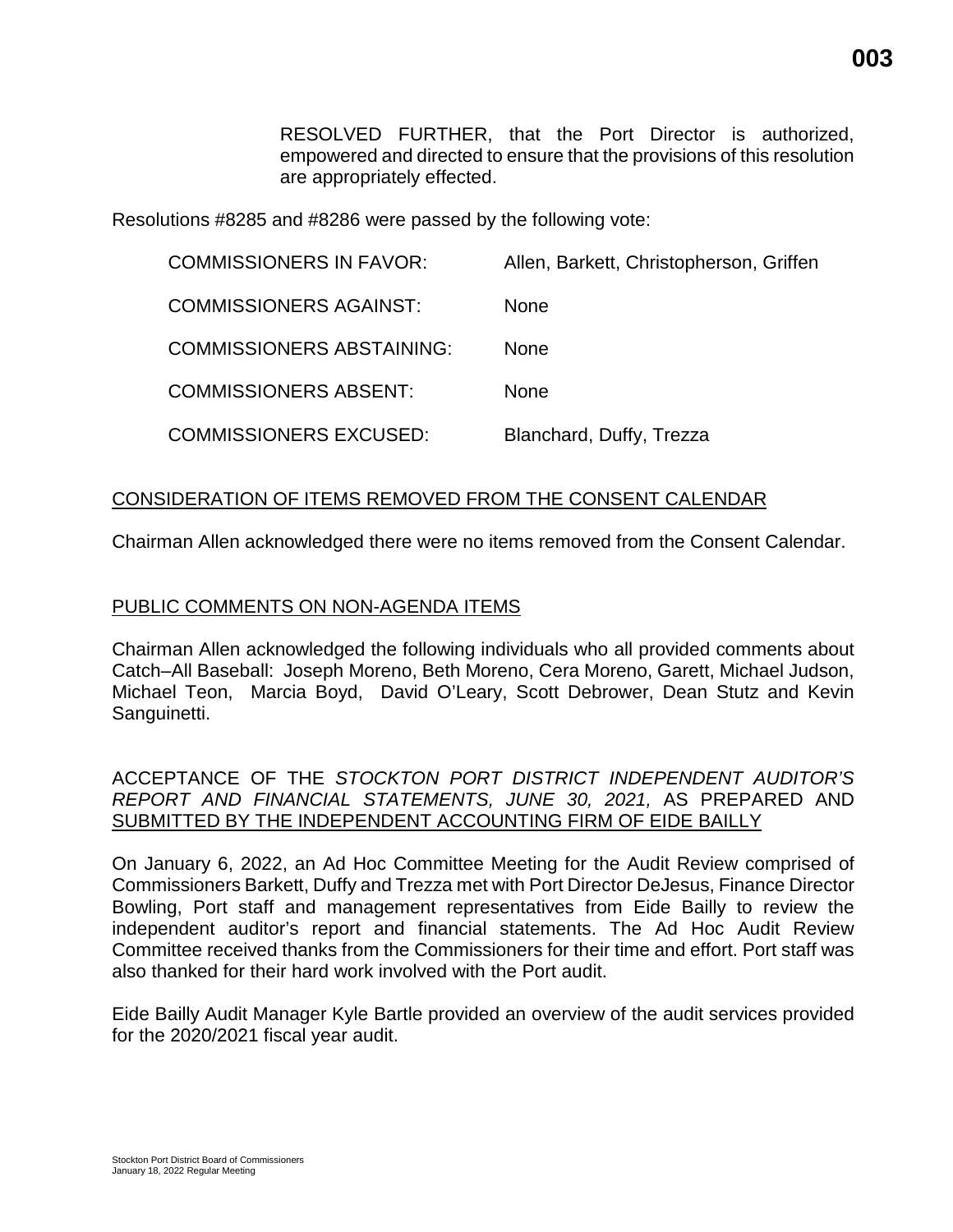RESOLVED FURTHER, that the Port Director is authorized, empowered and directed to ensure that the provisions of this resolution are appropriately effected.

Resolutions #8285 and #8286 were passed by the following vote:

| | |
|---|---|
| COMMISSIONERS IN FAVOR: | Allen, Barkett, Christopherson, Griffen |
| COMMISSIONERS AGAINST: | None |
| COMMISSIONERS ABSTAINING: | None |
| COMMISSIONERS ABSENT: | None |
| COMMISSIONERS EXCUSED: | Blanchard, Duffy, Trezza |

CONSIDERATION OF ITEMS REMOVED FROM THE CONSENT CALENDAR

Chairman Allen acknowledged there were no items removed from the Consent Calendar.

PUBLIC COMMENTS ON NON-AGENDA ITEMS

Chairman Allen acknowledged the following individuals who all provided comments about Catch–All Baseball: Joseph Moreno, Beth Moreno, Cera Moreno, Garett, Michael Judson, Michael Teon, Marcia Boyd, David O'Leary, Scott Debrower, Dean Stutz and Kevin Sanguinetti.

ACCEPTANCE OF THE *STOCKTON PORT DISTRICT INDEPENDENT AUDITOR'S REPORT AND FINANCIAL STATEMENTS, JUNE 30, 2021,* AS PREPARED AND SUBMITTED BY THE INDEPENDENT ACCOUNTING FIRM OF EIDE BAILLY

On January 6, 2022, an Ad Hoc Committee Meeting for the Audit Review comprised of Commissioners Barkett, Duffy and Trezza met with Port Director DeJesus, Finance Director Bowling, Port staff and management representatives from Eide Bailly to review the independent auditor's report and financial statements. The Ad Hoc Audit Review Committee received thanks from the Commissioners for their time and effort. Port staff was also thanked for their hard work involved with the Port audit.

Eide Bailly Audit Manager Kyle Bartle provided an overview of the audit services provided for the 2020/2021 fiscal year audit.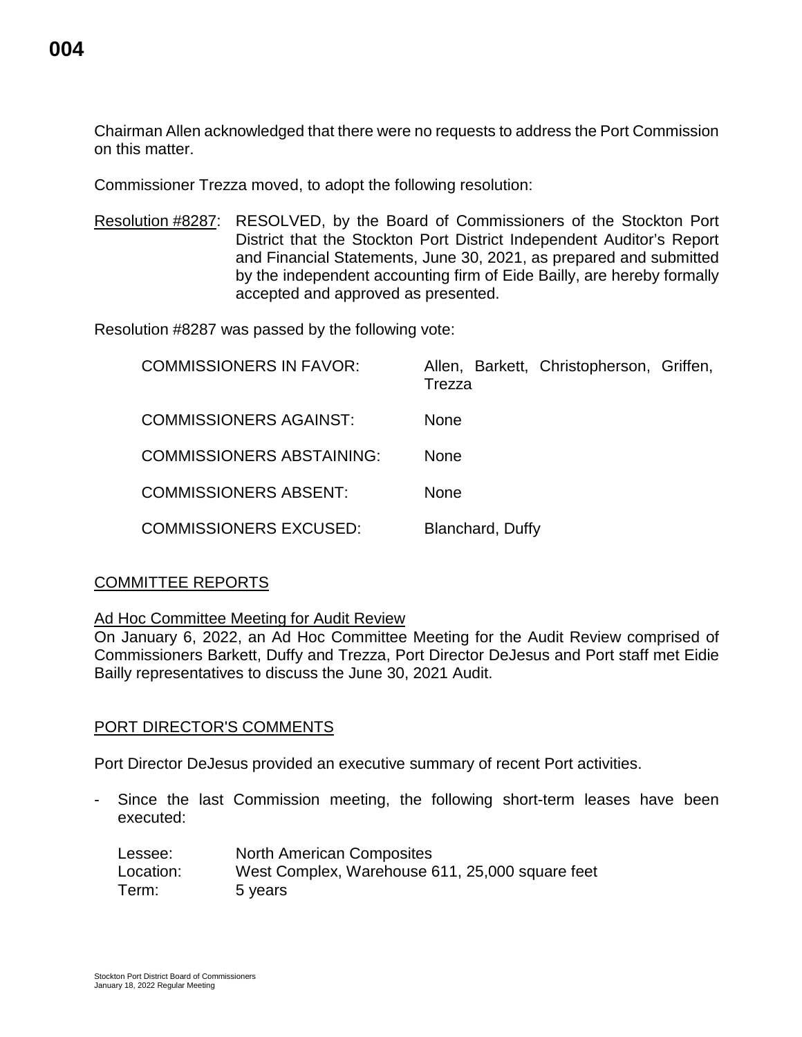Chairman Allen acknowledged that there were no requests to address the Port Commission on this matter.

Commissioner Trezza moved, to adopt the following resolution:

Resolution #8287: RESOLVED, by the Board of Commissioners of the Stockton Port District that the Stockton Port District Independent Auditor's Report and Financial Statements, June 30, 2021, as prepared and submitted by the independent accounting firm of Eide Bailly, are hereby formally accepted and approved as presented.

Resolution #8287 was passed by the following vote:

| | |
|---|---|
| COMMISSIONERS IN FAVOR: | Allen, Barkett, Christopherson, Griffen, Trezza |
| COMMISSIONERS AGAINST: | None |
| COMMISSIONERS ABSTAINING: | None |
| COMMISSIONERS ABSENT: | None |
| COMMISSIONERS EXCUSED: | Blanchard, Duffy |

## COMMITTEE REPORTS

### Ad Hoc Committee Meeting for Audit Review

On January 6, 2022, an Ad Hoc Committee Meeting for the Audit Review comprised of Commissioners Barkett, Duffy and Trezza, Port Director DeJesus and Port staff met Eidie Bailly representatives to discuss the June 30, 2021 Audit.

## PORT DIRECTOR'S COMMENTS

Port Director DeJesus provided an executive summary of recent Port activities.

- Since the last Commission meeting, the following short-term leases have been executed:

| | |
|---|---|
| Lessee: | North American Composites |
| Location: | West Complex, Warehouse 611, 25,000 square feet |
| Term: | 5 years |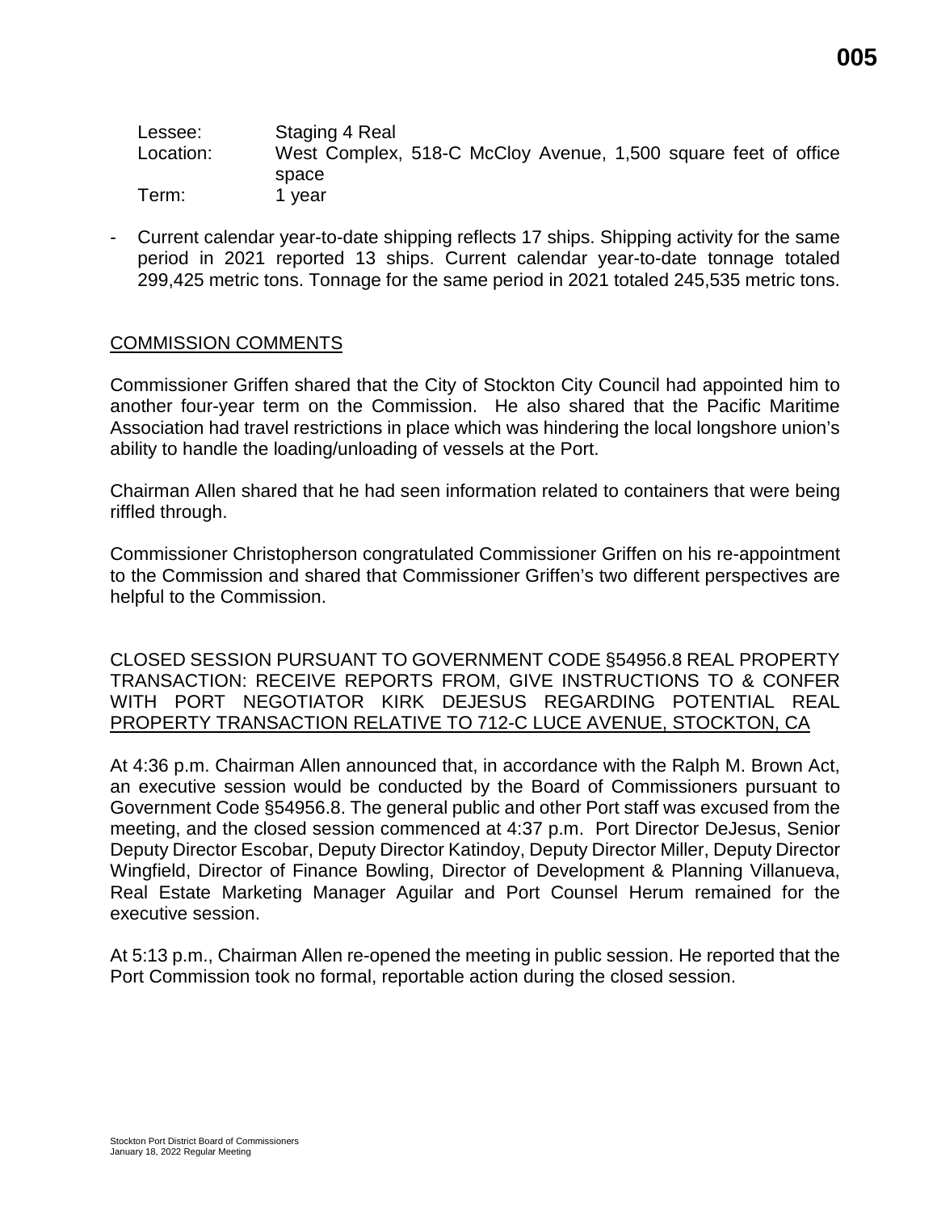| Lessee: | Staging 4 Real |
|---|---|
| Location: | West Complex, 518-C McCloy Avenue, 1,500 square feet of office space |
| Term: | 1 year |

- Current calendar year-to-date shipping reflects 17 ships. Shipping activity for the same period in 2021 reported 13 ships. Current calendar year-to-date tonnage totaled 299,425 metric tons. Tonnage for the same period in 2021 totaled 245,535 metric tons.

## COMMISSION COMMENTS

Commissioner Griffen shared that the City of Stockton City Council had appointed him to another four-year term on the Commission. He also shared that the Pacific Maritime Association had travel restrictions in place which was hindering the local longshore union's ability to handle the loading/unloading of vessels at the Port.

Chairman Allen shared that he had seen information related to containers that were being riffled through.

Commissioner Christopherson congratulated Commissioner Griffen on his re-appointment to the Commission and shared that Commissioner Griffen's two different perspectives are helpful to the Commission.

## CLOSED SESSION PURSUANT TO GOVERNMENT CODE §54956.8 REAL PROPERTY TRANSACTION: RECEIVE REPORTS FROM, GIVE INSTRUCTIONS TO & CONFER WITH PORT NEGOTIATOR KIRK DEJESUS REGARDING POTENTIAL REAL PROPERTY TRANSACTION RELATIVE TO 712-C LUCE AVENUE, STOCKTON, CA

At 4:36 p.m. Chairman Allen announced that, in accordance with the Ralph M. Brown Act, an executive session would be conducted by the Board of Commissioners pursuant to Government Code §54956.8. The general public and other Port staff was excused from the meeting, and the closed session commenced at 4:37 p.m. Port Director DeJesus, Senior Deputy Director Escobar, Deputy Director Katindoy, Deputy Director Miller, Deputy Director Wingfield, Director of Finance Bowling, Director of Development & Planning Villanueva, Real Estate Marketing Manager Aguilar and Port Counsel Herum remained for the executive session.

At 5:13 p.m., Chairman Allen re-opened the meeting in public session. He reported that the Port Commission took no formal, reportable action during the closed session.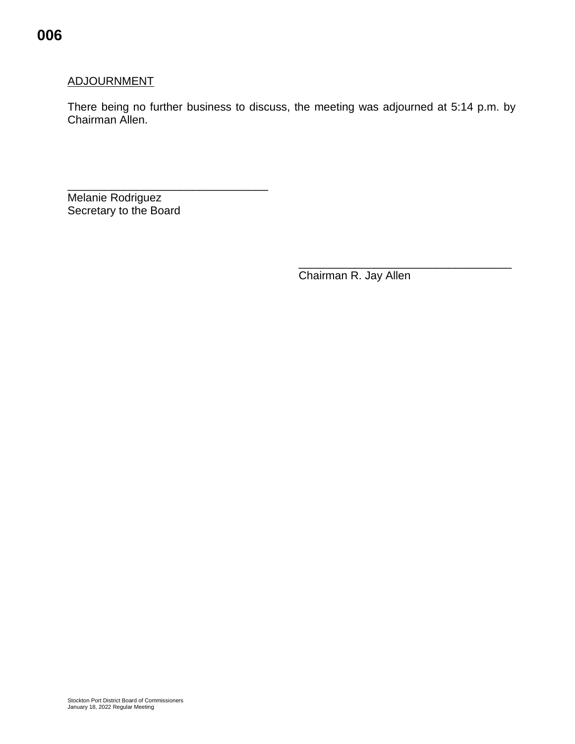ADJOURNMENT

There being no further business to discuss, the meeting was adjourned at 5:14 p.m. by Chairman Allen.

\_\_\_\_\_\_\_\_\_\_\_\_\_\_\_\_\_\_\_\_\_\_\_\_\_\_\_\_\_\_\_\_
Melanie Rodriguez
Secretary to the Board

\_\_\_\_\_\_\_\_\_\_\_\_\_\_\_\_\_\_\_\_\_\_\_\_\_\_\_\_\_\_\_\_\_\_
Chairman R. Jay Allen